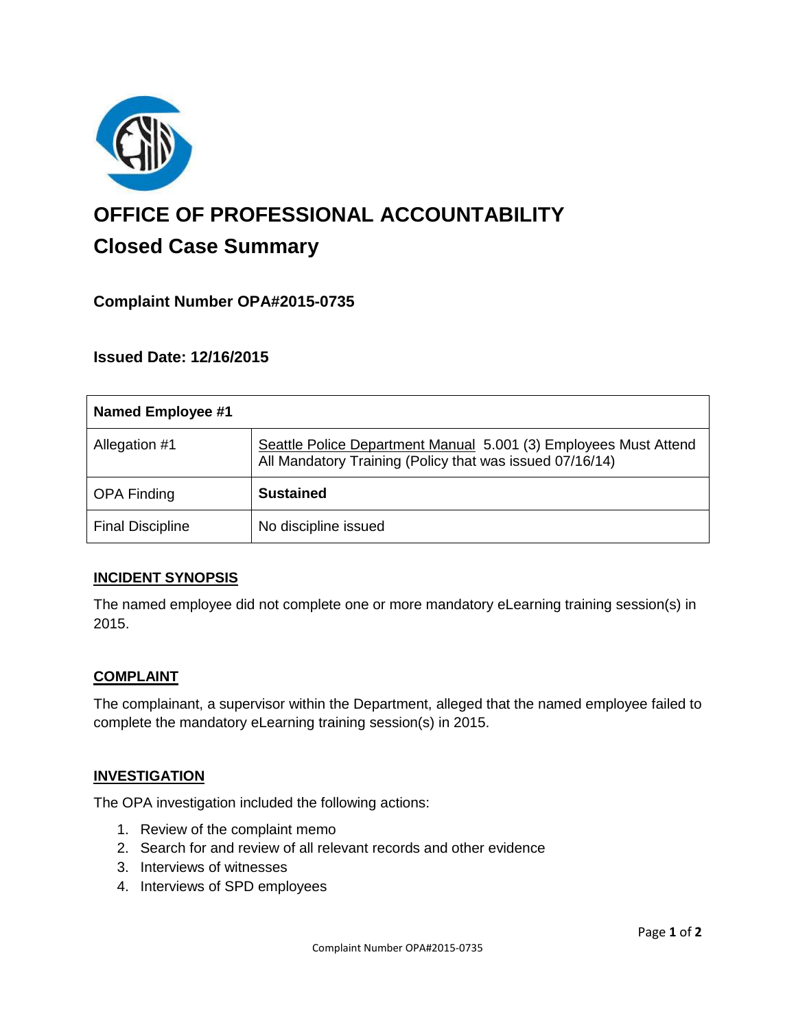# OFFICE OF PROFESSIONAL ACCOUNTABILITY

## Closed Case Summary

### Complaint Number OPA#2015-0735

### Issued Date: 12/16/2015

| Named Employee #1 | |
|---|---|
| Allegation #1 | Seattle Police Department Manual 5.001 (3) Employees Must Attend All Mandatory Training (Policy that was issued 07/16/14) |
| OPA Finding | **Sustained** |
| Final Discipline | No discipline issued |

**INCIDENT SYNOPSIS**

The named employee did not complete one or more mandatory eLearning training session(s) in 2015.

**COMPLAINT**

The complainant, a supervisor within the Department, alleged that the named employee failed to complete the mandatory eLearning training session(s) in 2015.

**INVESTIGATION**

The OPA investigation included the following actions:

1. Review of the complaint memo
2. Search for and review of all relevant records and other evidence
3. Interviews of witnesses
4. Interviews of SPD employees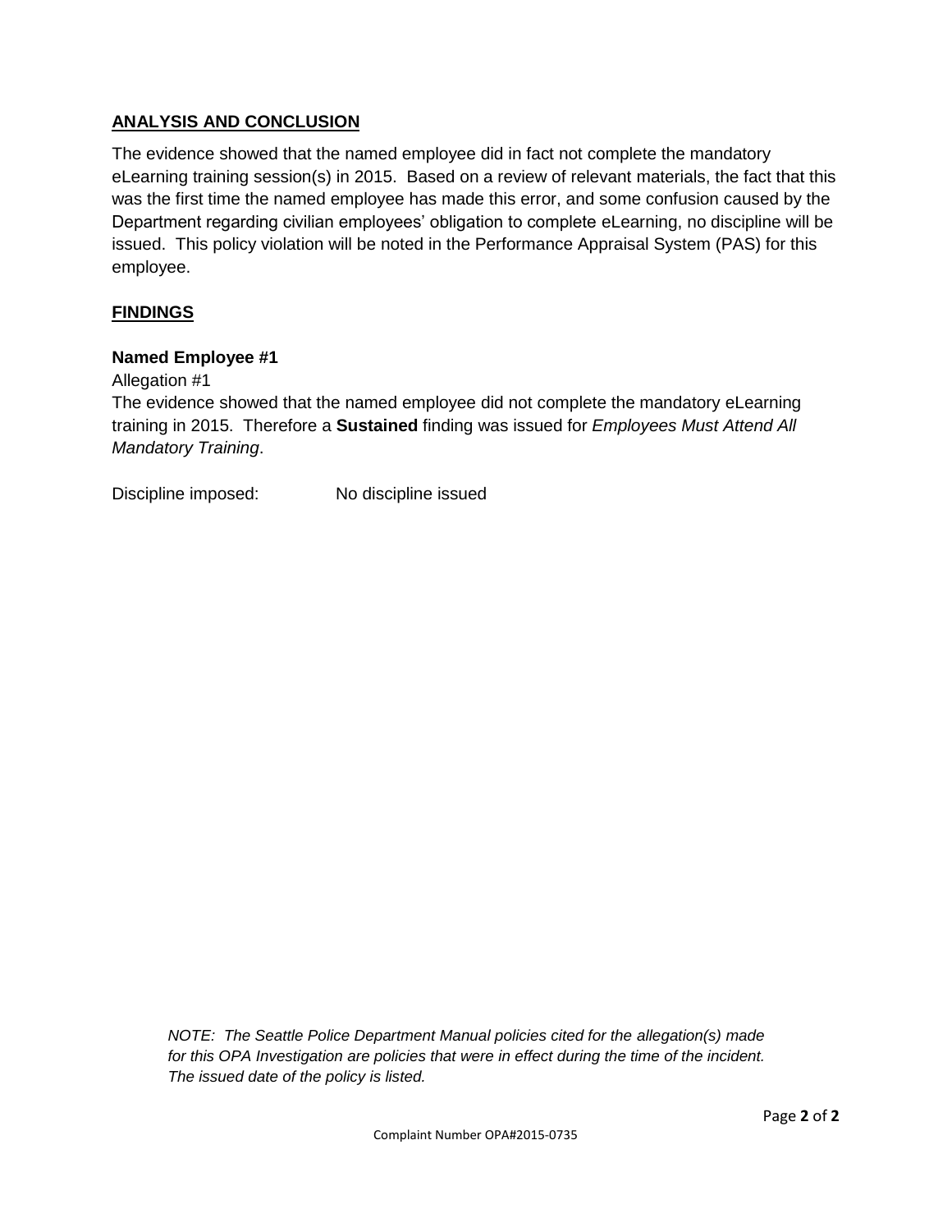## ANALYSIS AND CONCLUSION

The evidence showed that the named employee did in fact not complete the mandatory eLearning training session(s) in 2015. Based on a review of relevant materials, the fact that this was the first time the named employee has made this error, and some confusion caused by the Department regarding civilian employees' obligation to complete eLearning, no discipline will be issued. This policy violation will be noted in the Performance Appraisal System (PAS) for this employee.

## FINDINGS

**Named Employee #1**

Allegation #1

The evidence showed that the named employee did not complete the mandatory eLearning training in 2015. Therefore a **Sustained** finding was issued for *Employees Must Attend All Mandatory Training*.

Discipline imposed: No discipline issued

*NOTE: The Seattle Police Department Manual policies cited for the allegation(s) made for this OPA Investigation are policies that were in effect during the time of the incident. The issued date of the policy is listed.*

Complaint Number OPA#2015-0735